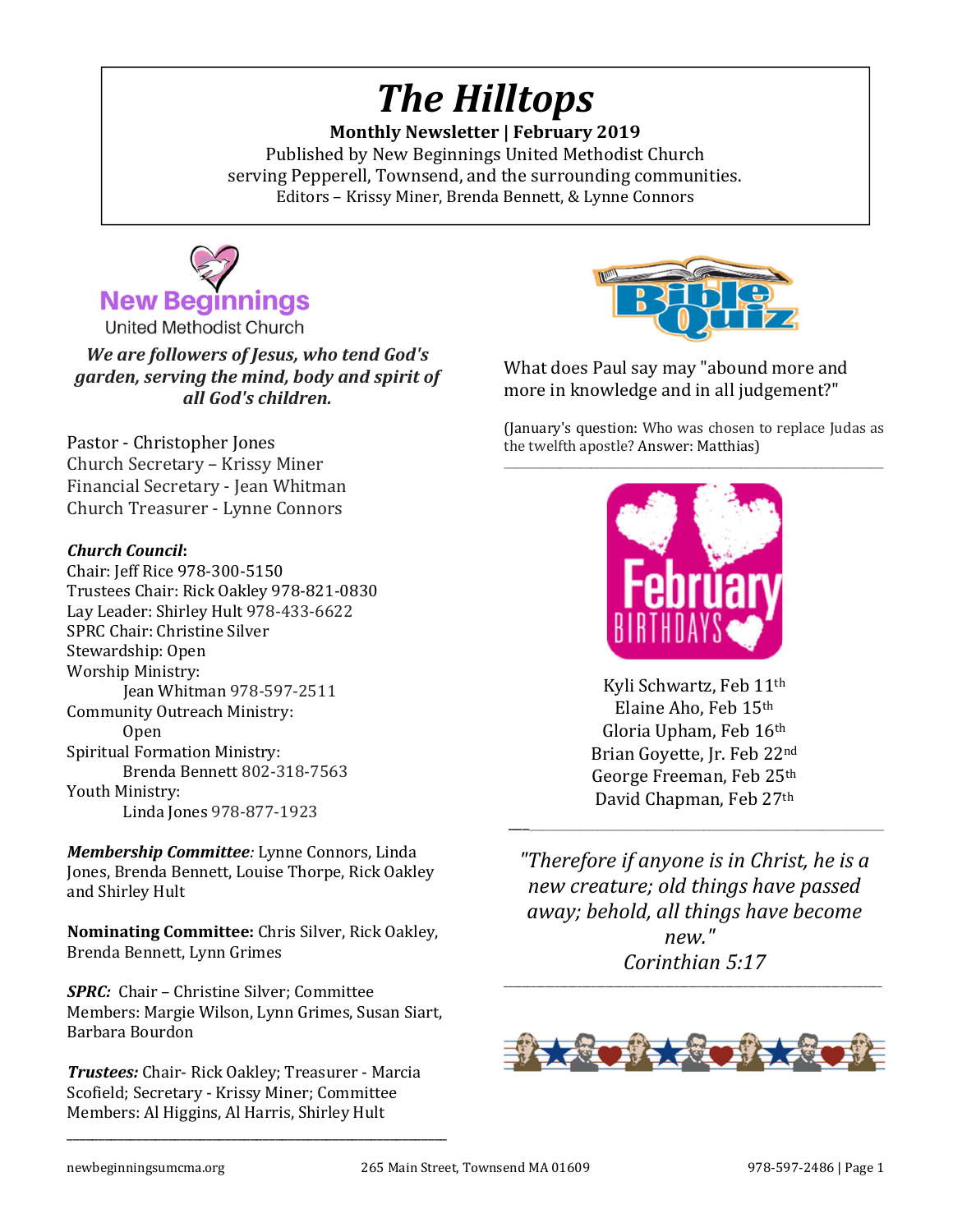# The Hilltops

**Monthly Newsletter | February 2019**

Published by New Beginnings United Methodist Church
serving Pepperell, Townsend, and the surrounding communities.
Editors – Krissy Miner, Brenda Bennett, & Lynne Connors

New Beginnings
United Methodist Church

***We are followers of Jesus, who tend God's garden, serving the mind, body and spirit of all God's children.***

Pastor - Christopher Jones
Church Secretary – Krissy Miner
Financial Secretary - Jean Whitman
Church Treasurer - Lynne Connors

***Church Council*:**
Chair: Jeff Rice 978-300-5150
Trustees Chair: Rick Oakley 978-821-0830
Lay Leader: Shirley Hult 978-433-6622
SPRC Chair: Christine Silver
Stewardship: Open
Worship Ministry:
Jean Whitman 978-597-2511
Community Outreach Ministry:
Open
Spiritual Formation Ministry:
Brenda Bennett 802-318-7563
Youth Ministry:
Linda Jones 978-877-1923

***Membership Committee**:* Lynne Connors, Linda Jones, Brenda Bennett, Louise Thorpe, Rick Oakley and Shirley Hult

**Nominating Committee:** Chris Silver, Rick Oakley, Brenda Bennett, Lynn Grimes

***SPRC:*** Chair – Christine Silver; Committee Members: Margie Wilson, Lynn Grimes, Susan Siart, Barbara Bourdon

***Trustees:*** Chair- Rick Oakley; Treasurer - Marcia Scofield; Secretary - Krissy Miner; Committee Members: Al Higgins, Al Harris, Shirley Hult

---

## Bible Quiz

What does Paul say may "abound more and more in knowledge and in all judgement?"

(January's question: Who was chosen to replace Judas as the twelfth apostle? Answer: Matthias)

---

## February Birthdays

Kyli Schwartz, Feb 11th
Elaine Aho, Feb 15th
Gloria Upham, Feb 16th
Brian Goyette, Jr. Feb 22nd
George Freeman, Feb 25th
David Chapman, Feb 27th

---

*"Therefore if anyone is in Christ, he is a new creature; old things have passed away; behold, all things have become new."*
*Corinthian 5:17*

---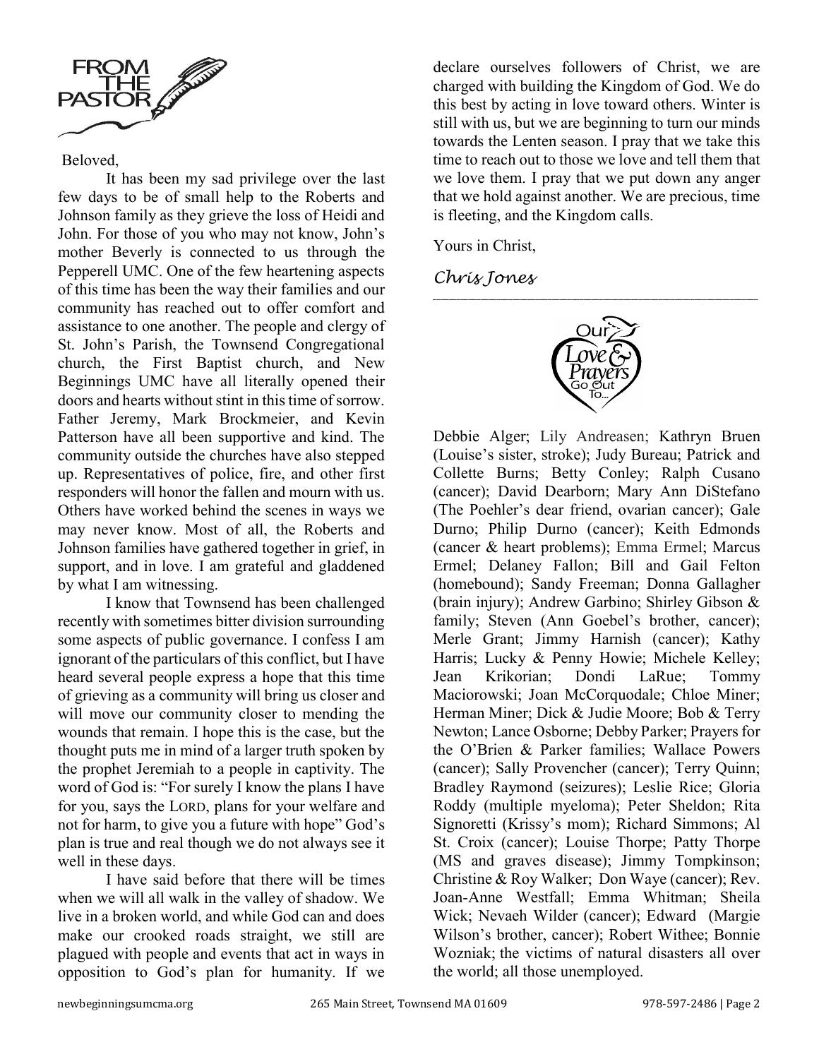# FROM THE PASTOR

Beloved,

It has been my sad privilege over the last few days to be of small help to the Roberts and Johnson family as they grieve the loss of Heidi and John. For those of you who may not know, John's mother Beverly is connected to us through the Pepperell UMC. One of the few heartening aspects of this time has been the way their families and our community has reached out to offer comfort and assistance to one another. The people and clergy of St. John's Parish, the Townsend Congregational church, the First Baptist church, and New Beginnings UMC have all literally opened their doors and hearts without stint in this time of sorrow. Father Jeremy, Mark Brockmeier, and Kevin Patterson have all been supportive and kind. The community outside the churches have also stepped up. Representatives of police, fire, and other first responders will honor the fallen and mourn with us. Others have worked behind the scenes in ways we may never know. Most of all, the Roberts and Johnson families have gathered together in grief, in support, and in love. I am grateful and gladdened by what I am witnessing.

I know that Townsend has been challenged recently with sometimes bitter division surrounding some aspects of public governance. I confess I am ignorant of the particulars of this conflict, but I have heard several people express a hope that this time of grieving as a community will bring us closer and will move our community closer to mending the wounds that remain. I hope this is the case, but the thought puts me in mind of a larger truth spoken by the prophet Jeremiah to a people in captivity. The word of God is: "For surely I know the plans I have for you, says the LORD, plans for your welfare and not for harm, to give you a future with hope" God's plan is true and real though we do not always see it well in these days.

I have said before that there will be times when we will all walk in the valley of shadow. We live in a broken world, and while God can and does make our crooked roads straight, we still are plagued with people and events that act in ways in opposition to God's plan for humanity. If we declare ourselves followers of Christ, we are charged with building the Kingdom of God. We do this best by acting in love toward others. Winter is still with us, but we are beginning to turn our minds towards the Lenten season. I pray that we take this time to reach out to those we love and tell them that we love them. I pray that we put down any anger that we hold against another. We are precious, time is fleeting, and the Kingdom calls.

Yours in Christ,

*Chris Jones*

---

## Our Love & Prayers Go Out To…

Debbie Alger; Lily Andreasen; Kathryn Bruen (Louise's sister, stroke); Judy Bureau; Patrick and Collette Burns; Betty Conley; Ralph Cusano (cancer); David Dearborn; Mary Ann DiStefano (The Poehler's dear friend, ovarian cancer); Gale Durno; Philip Durno (cancer); Keith Edmonds (cancer & heart problems); Emma Ermel; Marcus Ermel; Delaney Fallon; Bill and Gail Felton (homebound); Sandy Freeman; Donna Gallagher (brain injury); Andrew Garbino; Shirley Gibson & family; Steven (Ann Goebel's brother, cancer); Merle Grant; Jimmy Harnish (cancer); Kathy Harris; Lucky & Penny Howie; Michele Kelley; Jean Krikorian; Dondi LaRue; Tommy Maciorowski; Joan McCorquodale; Chloe Miner; Herman Miner; Dick & Judie Moore; Bob & Terry Newton; Lance Osborne; Debby Parker; Prayers for the O'Brien & Parker families; Wallace Powers (cancer); Sally Provencher (cancer); Terry Quinn; Bradley Raymond (seizures); Leslie Rice; Gloria Roddy (multiple myeloma); Peter Sheldon; Rita Signoretti (Krissy's mom); Richard Simmons; Al St. Croix (cancer); Louise Thorpe; Patty Thorpe (MS and graves disease); Jimmy Tompkinson; Christine & Roy Walker; Don Waye (cancer); Rev. Joan-Anne Westfall; Emma Whitman; Sheila Wick; Nevaeh Wilder (cancer); Edward (Margie Wilson's brother, cancer); Robert Withee; Bonnie Wozniak; the victims of natural disasters all over the world; all those unemployed.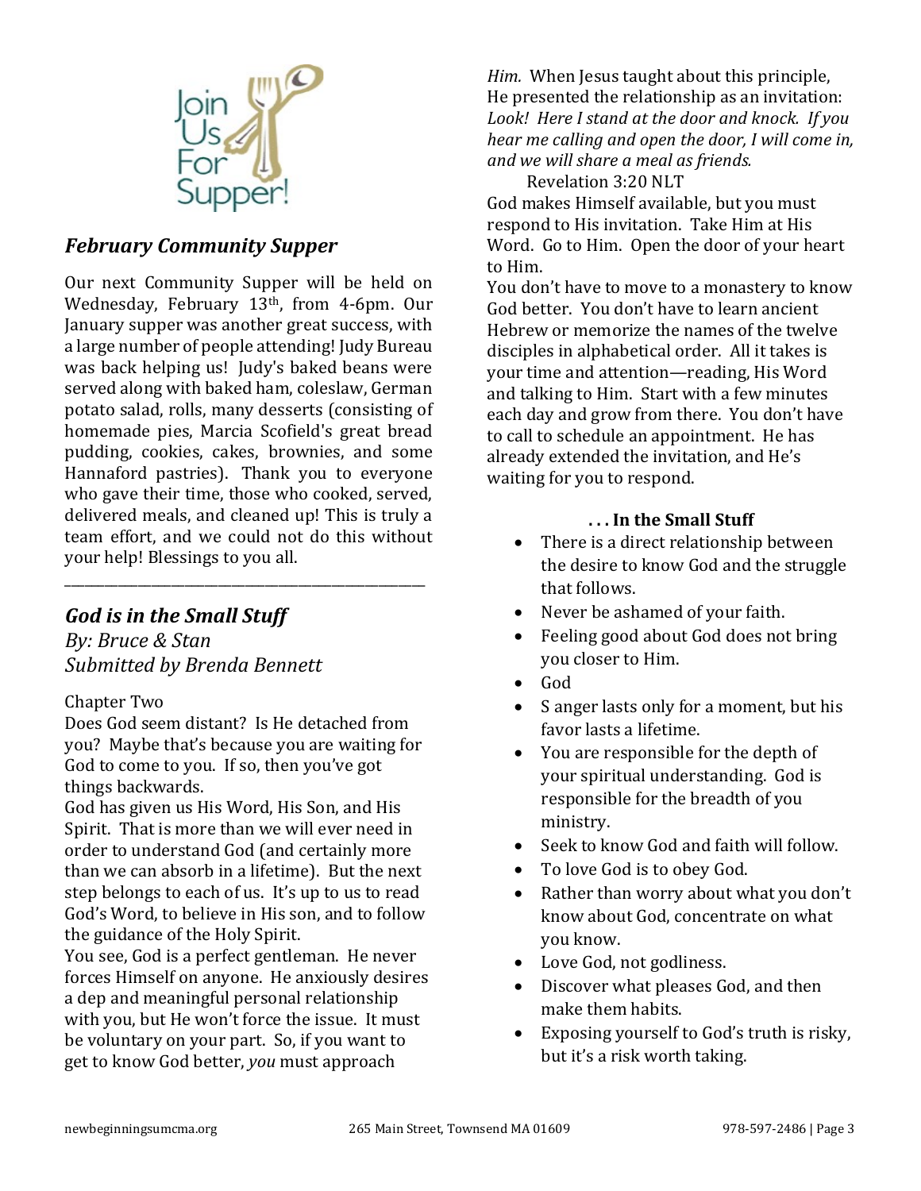Join Us For Supper!

## *February Community Supper*

Our next Community Supper will be held on Wednesday, February 13th, from 4-6pm. Our January supper was another great success, with a large number of people attending! Judy Bureau was back helping us! Judy's baked beans were served along with baked ham, coleslaw, German potato salad, rolls, many desserts (consisting of homemade pies, Marcia Scofield's great bread pudding, cookies, cakes, brownies, and some Hannaford pastries). Thank you to everyone who gave their time, those who cooked, served, delivered meals, and cleaned up! This is truly a team effort, and we could not do this without your help! Blessings to you all.

---

## *God is in the Small Stuff*

*By: Bruce & Stan*
*Submitted by Brenda Bennett*

Chapter Two

Does God seem distant? Is He detached from you? Maybe that's because you are waiting for God to come to you. If so, then you've got things backwards.

God has given us His Word, His Son, and His Spirit. That is more than we will ever need in order to understand God (and certainly more than we can absorb in a lifetime). But the next step belongs to each of us. It's up to us to read God's Word, to believe in His son, and to follow the guidance of the Holy Spirit.

You see, God is a perfect gentleman. He never forces Himself on anyone. He anxiously desires a dep and meaningful personal relationship with you, but He won't force the issue. It must be voluntary on your part. So, if you want to get to know God better, *you* must approach *Him.* When Jesus taught about this principle, He presented the relationship as an invitation: *Look! Here I stand at the door and knock. If you hear me calling and open the door, I will come in, and we will share a meal as friends.*

Revelation 3:20 NLT

God makes Himself available, but you must respond to His invitation. Take Him at His Word. Go to Him. Open the door of your heart to Him.

You don't have to move to a monastery to know God better. You don't have to learn ancient Hebrew or memorize the names of the twelve disciples in alphabetical order. All it takes is your time and attention—reading, His Word and talking to Him. Start with a few minutes each day and grow from there. You don't have to call to schedule an appointment. He has already extended the invitation, and He's waiting for you to respond.

**. . . In the Small Stuff**

- There is a direct relationship between the desire to know God and the struggle that follows.
- Never be ashamed of your faith.
- Feeling good about God does not bring you closer to Him.
- God
- S anger lasts only for a moment, but his favor lasts a lifetime.
- You are responsible for the depth of your spiritual understanding. God is responsible for the breadth of you ministry.
- Seek to know God and faith will follow.
- To love God is to obey God.
- Rather than worry about what you don't know about God, concentrate on what you know.
- Love God, not godliness.
- Discover what pleases God, and then make them habits.
- Exposing yourself to God's truth is risky, but it's a risk worth taking.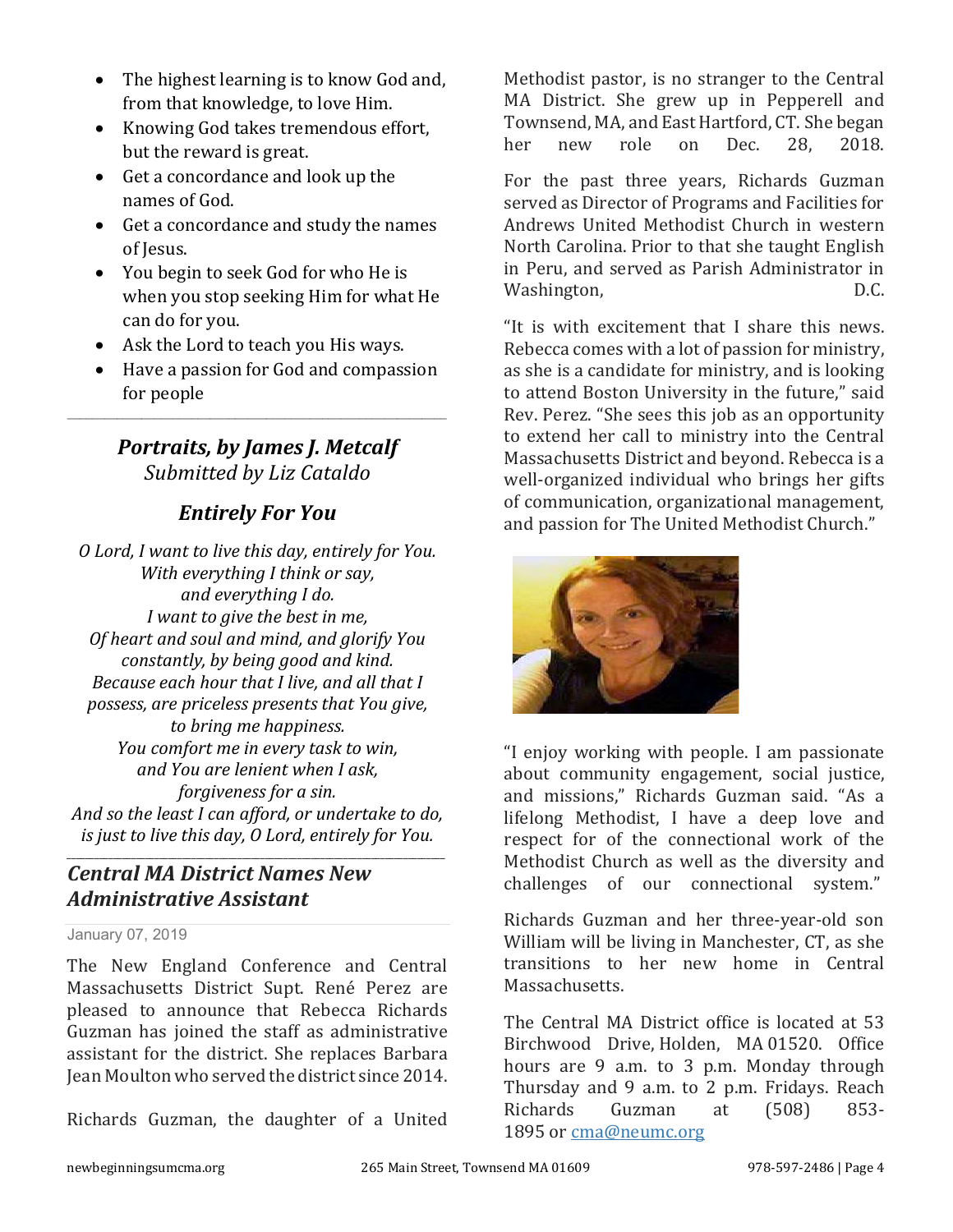- The highest learning is to know God and, from that knowledge, to love Him.
- Knowing God takes tremendous effort, but the reward is great.
- Get a concordance and look up the names of God.
- Get a concordance and study the names of Jesus.
- You begin to seek God for who He is when you stop seeking Him for what He can do for you.
- Ask the Lord to teach you His ways.
- Have a passion for God and compassion for people

---

### *Portraits, by James J. Metcalf*

*Submitted by Liz Cataldo*

### *Entirely For You*

*O Lord, I want to live this day, entirely for You.*
*With everything I think or say,*
*and everything I do.*
*I want to give the best in me,*
*Of heart and soul and mind, and glorify You*
*constantly, by being good and kind.*
*Because each hour that I live, and all that I*
*possess, are priceless presents that You give,*
*to bring me happiness.*
*You comfort me in every task to win,*
*and You are lenient when I ask,*
*forgiveness for a sin.*
*And so the least I can afford, or undertake to do,*
*is just to live this day, O Lord, entirely for You.*

---

## *Central MA District Names New Administrative Assistant*

January 07, 2019

The New England Conference and Central Massachusetts District Supt. René Perez are pleased to announce that Rebecca Richards Guzman has joined the staff as administrative assistant for the district. She replaces Barbara Jean Moulton who served the district since 2014.

Richards Guzman, the daughter of a United Methodist pastor, is no stranger to the Central MA District. She grew up in Pepperell and Townsend, MA, and East Hartford, CT. She began her new role on Dec. 28, 2018.

For the past three years, Richards Guzman served as Director of Programs and Facilities for Andrews United Methodist Church in western North Carolina. Prior to that she taught English in Peru, and served as Parish Administrator in Washington, D.C.

"It is with excitement that I share this news. Rebecca comes with a lot of passion for ministry, as she is a candidate for ministry, and is looking to attend Boston University in the future," said Rev. Perez. "She sees this job as an opportunity to extend her call to ministry into the Central Massachusetts District and beyond. Rebecca is a well-organized individual who brings her gifts of communication, organizational management, and passion for The United Methodist Church."

"I enjoy working with people. I am passionate about community engagement, social justice, and missions," Richards Guzman said. "As a lifelong Methodist, I have a deep love and respect for of the connectional work of the Methodist Church as well as the diversity and challenges of our connectional system."

Richards Guzman and her three-year-old son William will be living in Manchester, CT, as she transitions to her new home in Central Massachusetts.

The Central MA District office is located at 53 Birchwood Drive, Holden, MA 01520. Office hours are 9 a.m. to 3 p.m. Monday through Thursday and 9 a.m. to 2 p.m. Fridays. Reach Richards Guzman at (508) 853-1895 or cma@neumc.org